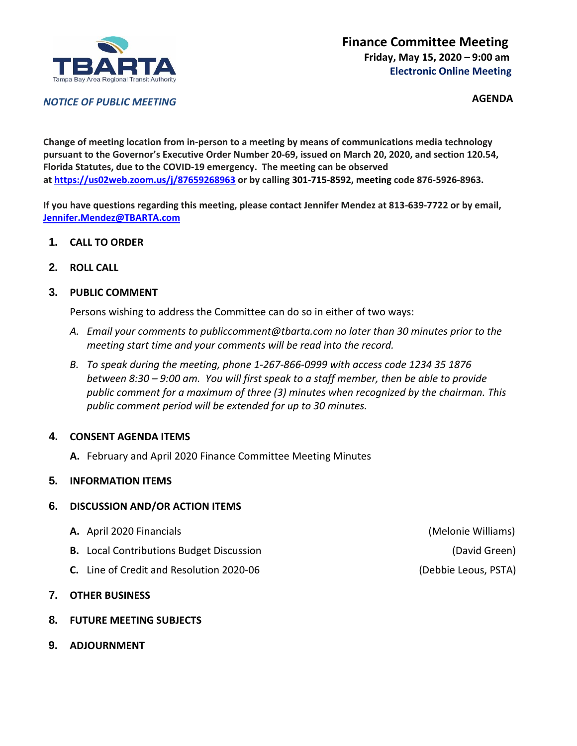TBARTA
Tampa Bay Area Regional Transit Authority

# Finance Committee Meeting

**Friday, May 15, 2020 – 9:00 am**

**Electronic Online Meeting**

***NOTICE OF PUBLIC MEETING***

**AGENDA**

**Change of meeting location from in-person to a meeting by means of communications media technology pursuant to the Governor's Executive Order Number 20-69, issued on March 20, 2020, and section 120.54, Florida Statutes, due to the COVID-19 emergency. The meeting can be observed at [https://us02web.zoom.us/j/87659268963](https://us02web.zoom.us/j/87659268963) or by calling 301-715-8592, meeting code 876-5926-8963.**

**If you have questions regarding this meeting, please contact Jennifer Mendez at 813-639-7722 or by email, [Jennifer.Mendez@TBARTA.com](mailto:Jennifer.Mendez@TBARTA.com)**

1. **CALL TO ORDER**
2. **ROLL CALL**
3. **PUBLIC COMMENT**

   Persons wishing to address the Committee can do so in either of two ways:

   A. *Email your comments to publiccomment@tbarta.com no later than 30 minutes prior to the meeting start time and your comments will be read into the record.*

   B. *To speak during the meeting, phone 1-267-866-0999 with access code 1234 35 1876 between 8:30 – 9:00 am. You will first speak to a staff member, then be able to provide public comment for a maximum of three (3) minutes when recognized by the chairman. This public comment period will be extended for up to 30 minutes.*

4. **CONSENT AGENDA ITEMS**

   **A.** February and April 2020 Finance Committee Meeting Minutes

5. **INFORMATION ITEMS**
6. **DISCUSSION AND/OR ACTION ITEMS**

   **A.** April 2020 Financials (Melonie Williams)

   **B.** Local Contributions Budget Discussion (David Green)

   **C.** Line of Credit and Resolution 2020-06 (Debbie Leous, PSTA)

7. **OTHER BUSINESS**
8. **FUTURE MEETING SUBJECTS**
9. **ADJOURNMENT**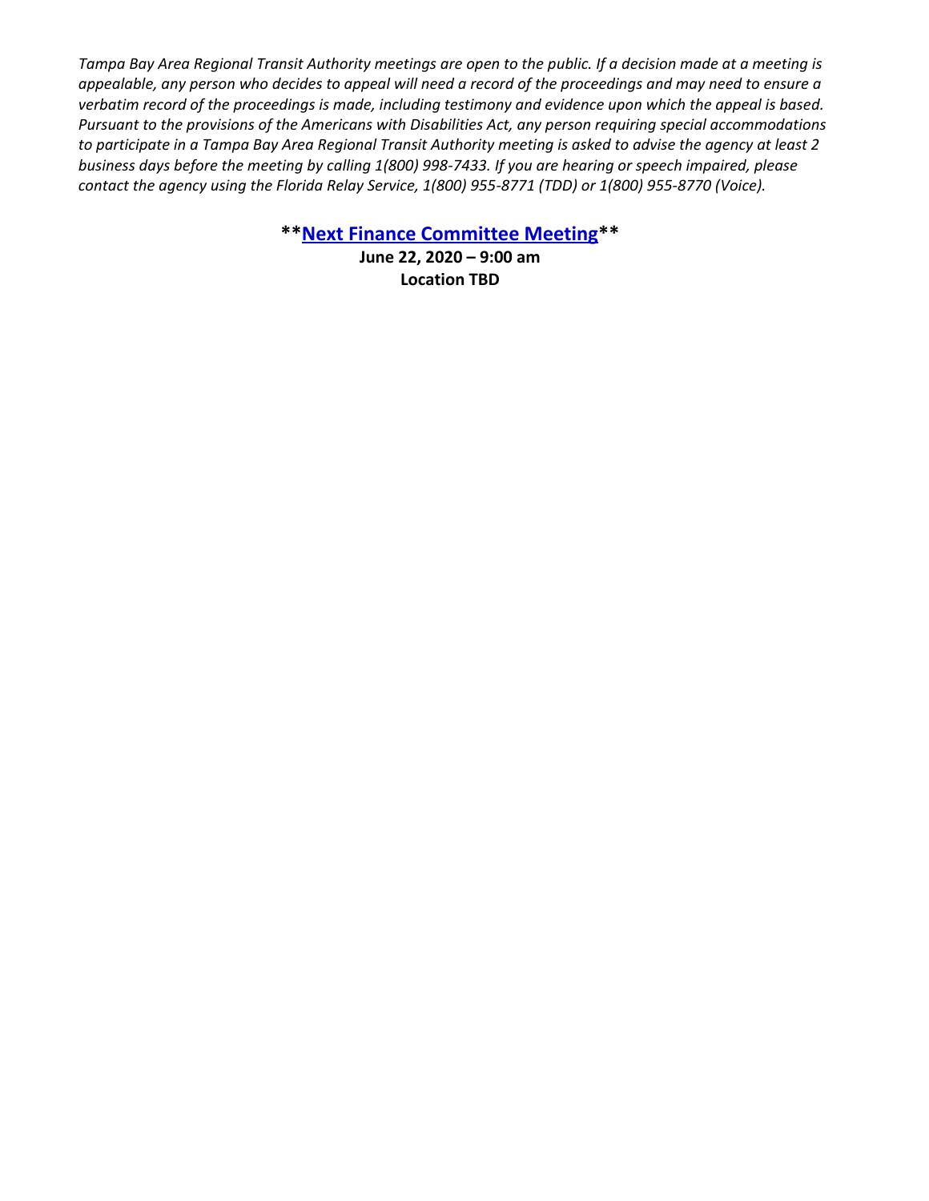*Tampa Bay Area Regional Transit Authority meetings are open to the public. If a decision made at a meeting is appealable, any person who decides to appeal will need a record of the proceedings and may need to ensure a verbatim record of the proceedings is made, including testimony and evidence upon which the appeal is based. Pursuant to the provisions of the Americans with Disabilities Act, any person requiring special accommodations to participate in a Tampa Bay Area Regional Transit Authority meeting is asked to advise the agency at least 2 business days before the meeting by calling 1(800) 998-7433. If you are hearing or speech impaired, please contact the agency using the Florida Relay Service, 1(800) 955-8771 (TDD) or 1(800) 955-8770 (Voice).*

**[Next Finance Committee Meeting]**

**June 22, 2020 – 9:00 am**
**Location TBD**